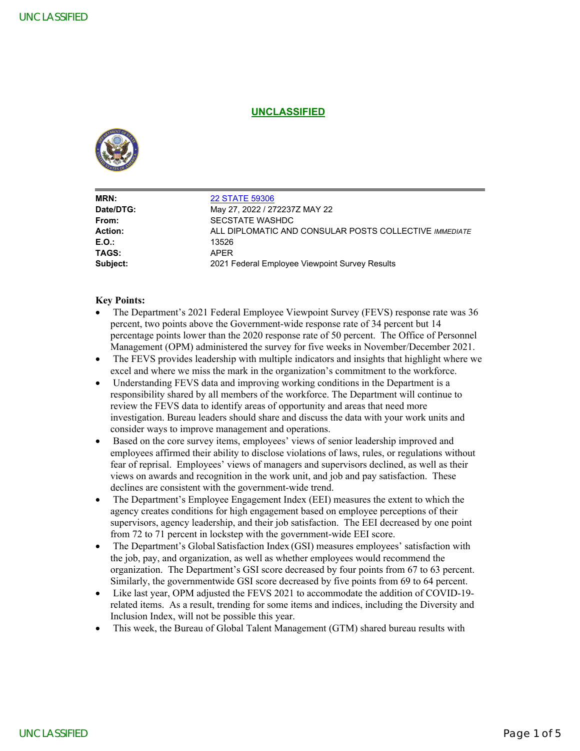**UNCLASSIFIED**

| | |
|---|---|
| **MRN:** | 22 STATE 59306 |
| **Date/DTG:** | May 27, 2022 / 272237Z MAY 22 |
| **From:** | SECSTATE WASHDC |
| **Action:** | ALL DIPLOMATIC AND CONSULAR POSTS COLLECTIVE *IMMEDIATE* |
| **E.O.:** | 13526 |
| **TAGS:** | APER |
| **Subject:** | 2021 Federal Employee Viewpoint Survey Results |

**Key Points:**

- The Department's 2021 Federal Employee Viewpoint Survey (FEVS) response rate was 36 percent, two points above the Government-wide response rate of 34 percent but 14 percentage points lower than the 2020 response rate of 50 percent. The Office of Personnel Management (OPM) administered the survey for five weeks in November/December 2021.
- The FEVS provides leadership with multiple indicators and insights that highlight where we excel and where we miss the mark in the organization's commitment to the workforce.
- Understanding FEVS data and improving working conditions in the Department is a responsibility shared by all members of the workforce. The Department will continue to review the FEVS data to identify areas of opportunity and areas that need more investigation. Bureau leaders should share and discuss the data with your work units and consider ways to improve management and operations.
- Based on the core survey items, employees' views of senior leadership improved and employees affirmed their ability to disclose violations of laws, rules, or regulations without fear of reprisal. Employees' views of managers and supervisors declined, as well as their views on awards and recognition in the work unit, and job and pay satisfaction. These declines are consistent with the government-wide trend.
- The Department's Employee Engagement Index (EEI) measures the extent to which the agency creates conditions for high engagement based on employee perceptions of their supervisors, agency leadership, and their job satisfaction. The EEI decreased by one point from 72 to 71 percent in lockstep with the government-wide EEI score.
- The Department's Global Satisfaction Index (GSI) measures employees' satisfaction with the job, pay, and organization, as well as whether employees would recommend the organization. The Department's GSI score decreased by four points from 67 to 63 percent. Similarly, the governmentwide GSI score decreased by five points from 69 to 64 percent.
- Like last year, OPM adjusted the FEVS 2021 to accommodate the addition of COVID-19-related items. As a result, trending for some items and indices, including the Diversity and Inclusion Index, will not be possible this year.
- This week, the Bureau of Global Talent Management (GTM) shared bureau results with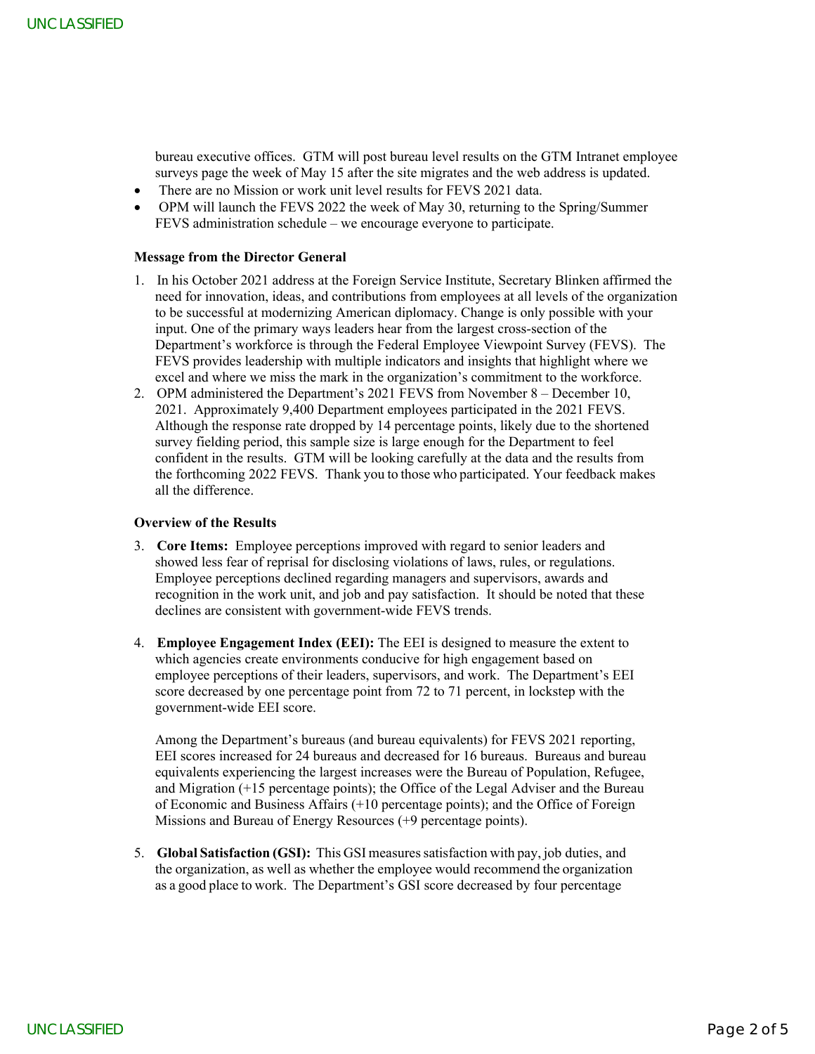bureau executive offices. GTM will post bureau level results on the GTM Intranet employee surveys page the week of May 15 after the site migrates and the web address is updated.

- There are no Mission or work unit level results for FEVS 2021 data.
- OPM will launch the FEVS 2022 the week of May 30, returning to the Spring/Summer FEVS administration schedule – we encourage everyone to participate.

**Message from the Director General**

1. In his October 2021 address at the Foreign Service Institute, Secretary Blinken affirmed the need for innovation, ideas, and contributions from employees at all levels of the organization to be successful at modernizing American diplomacy. Change is only possible with your input. One of the primary ways leaders hear from the largest cross-section of the Department's workforce is through the Federal Employee Viewpoint Survey (FEVS). The FEVS provides leadership with multiple indicators and insights that highlight where we excel and where we miss the mark in the organization's commitment to the workforce.
2. OPM administered the Department's 2021 FEVS from November 8 – December 10, 2021. Approximately 9,400 Department employees participated in the 2021 FEVS. Although the response rate dropped by 14 percentage points, likely due to the shortened survey fielding period, this sample size is large enough for the Department to feel confident in the results. GTM will be looking carefully at the data and the results from the forthcoming 2022 FEVS. Thank you to those who participated. Your feedback makes all the difference.

**Overview of the Results**

3. **Core Items:** Employee perceptions improved with regard to senior leaders and showed less fear of reprisal for disclosing violations of laws, rules, or regulations. Employee perceptions declined regarding managers and supervisors, awards and recognition in the work unit, and job and pay satisfaction. It should be noted that these declines are consistent with government-wide FEVS trends.

4. **Employee Engagement Index (EEI):** The EEI is designed to measure the extent to which agencies create environments conducive for high engagement based on employee perceptions of their leaders, supervisors, and work. The Department's EEI score decreased by one percentage point from 72 to 71 percent, in lockstep with the government-wide EEI score.

   Among the Department's bureaus (and bureau equivalents) for FEVS 2021 reporting, EEI scores increased for 24 bureaus and decreased for 16 bureaus. Bureaus and bureau equivalents experiencing the largest increases were the Bureau of Population, Refugee, and Migration (+15 percentage points); the Office of the Legal Adviser and the Bureau of Economic and Business Affairs (+10 percentage points); and the Office of Foreign Missions and Bureau of Energy Resources (+9 percentage points).

5. **Global Satisfaction (GSI):** This GSI measures satisfaction with pay, job duties, and the organization, as well as whether the employee would recommend the organization as a good place to work. The Department's GSI score decreased by four percentage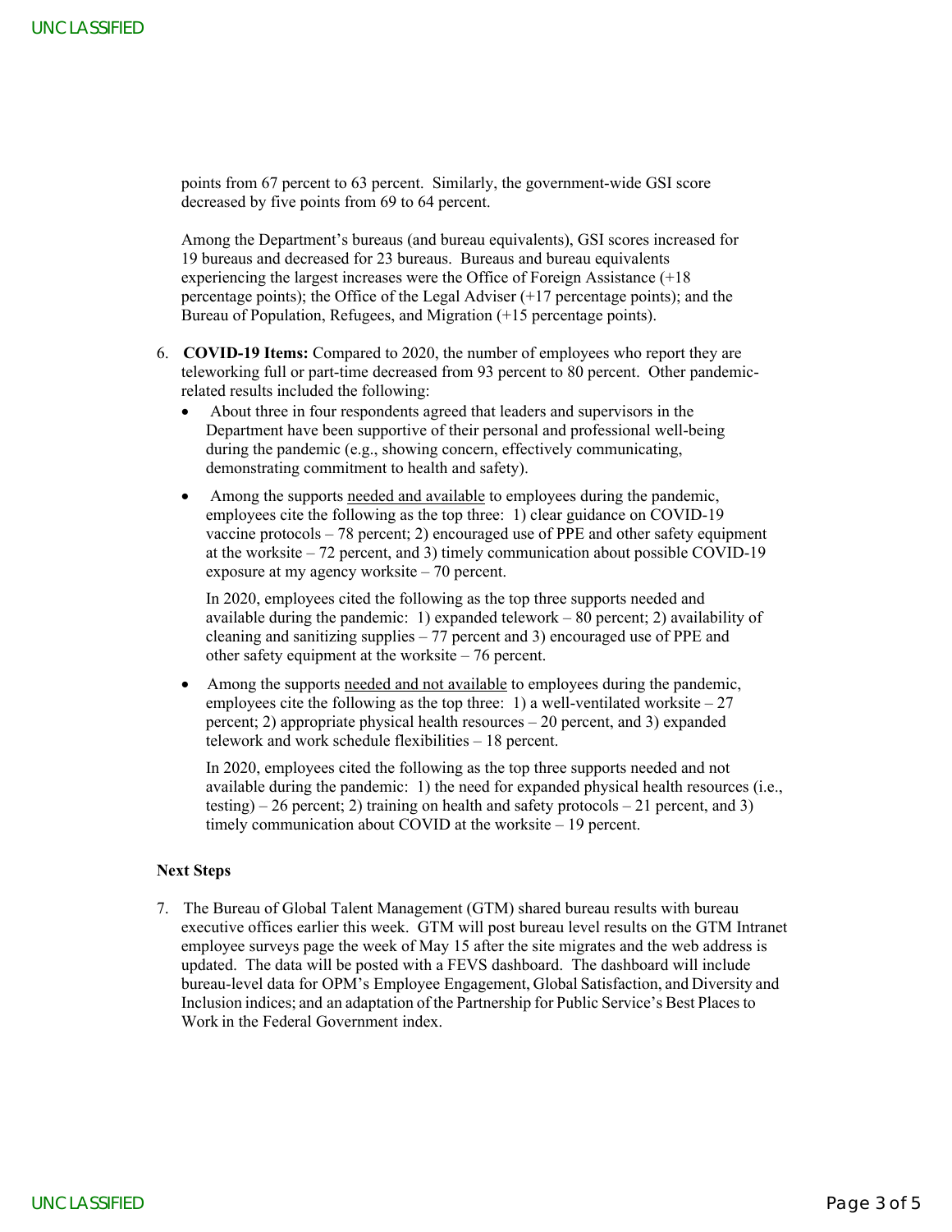points from 67 percent to 63 percent. Similarly, the government-wide GSI score decreased by five points from 69 to 64 percent.

Among the Department's bureaus (and bureau equivalents), GSI scores increased for 19 bureaus and decreased for 23 bureaus. Bureaus and bureau equivalents experiencing the largest increases were the Office of Foreign Assistance (+18 percentage points); the Office of the Legal Adviser (+17 percentage points); and the Bureau of Population, Refugees, and Migration (+15 percentage points).

6. **COVID-19 Items:** Compared to 2020, the number of employees who report they are teleworking full or part-time decreased from 93 percent to 80 percent. Other pandemic-related results included the following:
   - About three in four respondents agreed that leaders and supervisors in the Department have been supportive of their personal and professional well-being during the pandemic (e.g., showing concern, effectively communicating, demonstrating commitment to health and safety).
   - Among the supports <u>needed and available</u> to employees during the pandemic, employees cite the following as the top three: 1) clear guidance on COVID-19 vaccine protocols – 78 percent; 2) encouraged use of PPE and other safety equipment at the worksite – 72 percent, and 3) timely communication about possible COVID-19 exposure at my agency worksite – 70 percent.

     In 2020, employees cited the following as the top three supports needed and available during the pandemic: 1) expanded telework – 80 percent; 2) availability of cleaning and sanitizing supplies – 77 percent and 3) encouraged use of PPE and other safety equipment at the worksite – 76 percent.
   - Among the supports <u>needed and not available</u> to employees during the pandemic, employees cite the following as the top three: 1) a well-ventilated worksite – 27 percent; 2) appropriate physical health resources – 20 percent, and 3) expanded telework and work schedule flexibilities – 18 percent.

     In 2020, employees cited the following as the top three supports needed and not available during the pandemic: 1) the need for expanded physical health resources (i.e., testing) – 26 percent; 2) training on health and safety protocols – 21 percent, and 3) timely communication about COVID at the worksite – 19 percent.

**Next Steps**

7. The Bureau of Global Talent Management (GTM) shared bureau results with bureau executive offices earlier this week. GTM will post bureau level results on the GTM Intranet employee surveys page the week of May 15 after the site migrates and the web address is updated. The data will be posted with a FEVS dashboard. The dashboard will include bureau-level data for OPM's Employee Engagement, Global Satisfaction, and Diversity and Inclusion indices; and an adaptation of the Partnership for Public Service's Best Places to Work in the Federal Government index.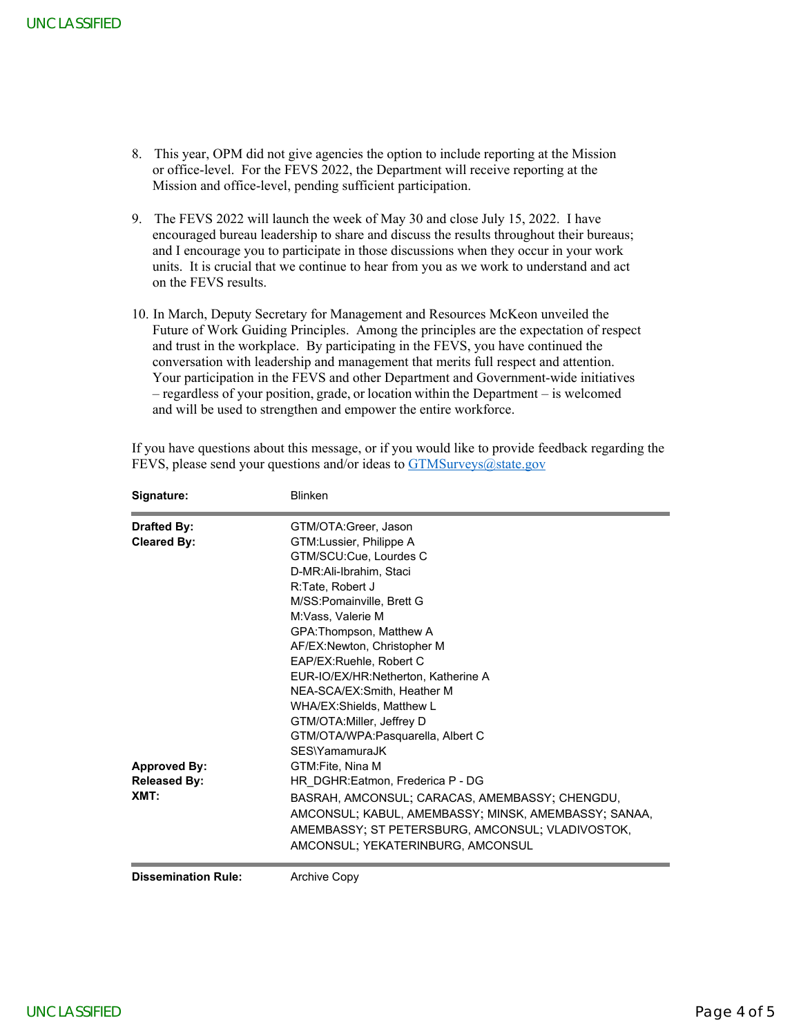8. This year, OPM did not give agencies the option to include reporting at the Mission or office-level. For the FEVS 2022, the Department will receive reporting at the Mission and office-level, pending sufficient participation.

9. The FEVS 2022 will launch the week of May 30 and close July 15, 2022. I have encouraged bureau leadership to share and discuss the results throughout their bureaus; and I encourage you to participate in those discussions when they occur in your work units. It is crucial that we continue to hear from you as we work to understand and act on the FEVS results.

10. In March, Deputy Secretary for Management and Resources McKeon unveiled the Future of Work Guiding Principles. Among the principles are the expectation of respect and trust in the workplace. By participating in the FEVS, you have continued the conversation with leadership and management that merits full respect and attention. Your participation in the FEVS and other Department and Government-wide initiatives – regardless of your position, grade, or location within the Department – is welcomed and will be used to strengthen and empower the entire workforce.

If you have questions about this message, or if you would like to provide feedback regarding the FEVS, please send your questions and/or ideas to GTMSurveys@state.gov

| | |
|---|---|
| **Signature:** | Blinken |
| **Drafted By:** | GTM/OTA:Greer, Jason |
| **Cleared By:** | GTM:Lussier, Philippe A<br>GTM/SCU:Cue, Lourdes C<br>D-MR:Ali-Ibrahim, Staci<br>R:Tate, Robert J<br>M/SS:Pomainville, Brett G<br>M:Vass, Valerie M<br>GPA:Thompson, Matthew A<br>AF/EX:Newton, Christopher M<br>EAP/EX:Ruehle, Robert C<br>EUR-IO/EX/HR:Netherton, Katherine A<br>NEA-SCA/EX:Smith, Heather M<br>WHA/EX:Shields, Matthew L<br>GTM/OTA:Miller, Jeffrey D<br>GTM/OTA/WPA:Pasquarella, Albert C<br>SES\YamamuraJK |
| **Approved By:** | GTM:Fite, Nina M |
| **Released By:** | HR_DGHR:Eatmon, Frederica P - DG |
| **XMT:** | BASRAH, AMCONSUL; CARACAS, AMEMBASSY; CHENGDU, AMCONSUL; KABUL, AMEMBASSY; MINSK, AMEMBASSY; SANAA, AMEMBASSY; ST PETERSBURG, AMCONSUL; VLADIVOSTOK, AMCONSUL; YEKATERINBURG, AMCONSUL |
| **Dissemination Rule:** | Archive Copy |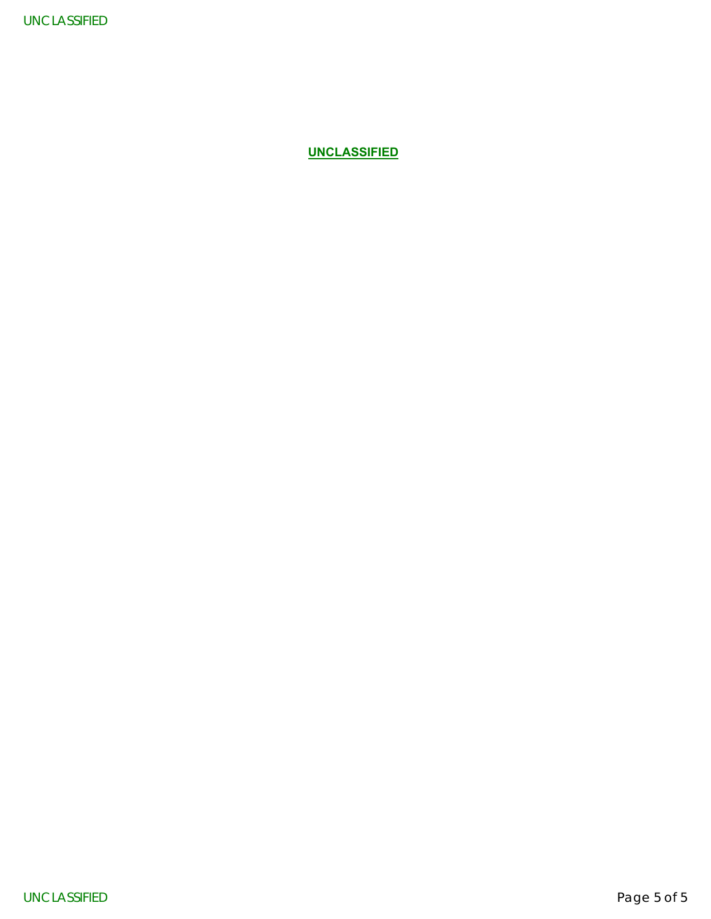**UNCLASSIFIED**